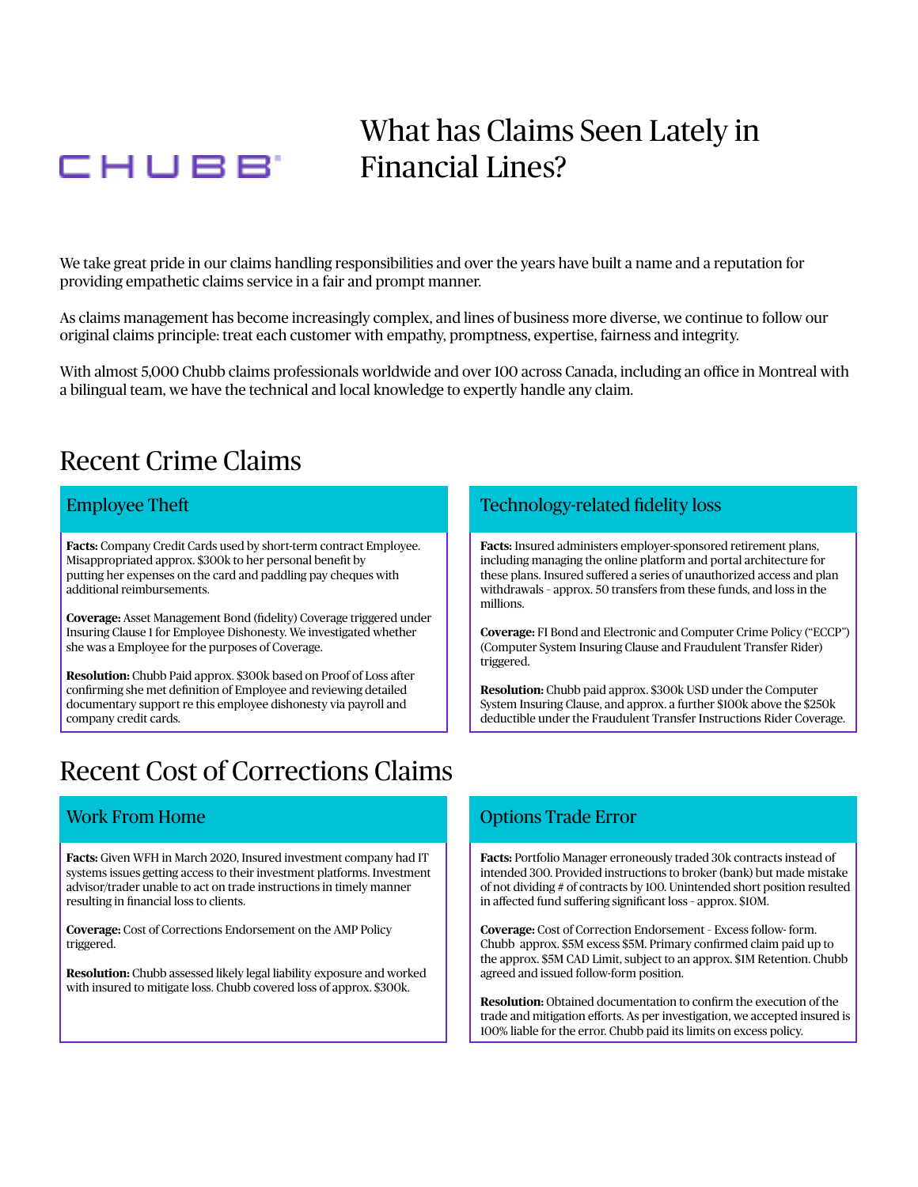CHUBB®

# What has Claims Seen Lately in Financial Lines?

We take great pride in our claims handling responsibilities and over the years have built a name and a reputation for providing empathetic claims service in a fair and prompt manner.

As claims management has become increasingly complex, and lines of business more diverse, we continue to follow our original claims principle: treat each customer with empathy, promptness, expertise, fairness and integrity.

With almost 5,000 Chubb claims professionals worldwide and over 100 across Canada, including an office in Montreal with a bilingual team, we have the technical and local knowledge to expertly handle any claim.

## Recent Crime Claims

### Employee Theft

**Facts:** Company Credit Cards used by short-term contract Employee. Misappropriated approx. $300k to her personal benefit by putting her expenses on the card and paddling pay cheques with additional reimbursements.

**Coverage:** Asset Management Bond (fidelity) Coverage triggered under Insuring Clause 1 for Employee Dishonesty. We investigated whether she was a Employee for the purposes of Coverage.

**Resolution:** Chubb Paid approx. $300k based on Proof of Loss after confirming she met definition of Employee and reviewing detailed documentary support re this employee dishonesty via payroll and company credit cards.

### Technology-related fidelity loss

**Facts:** Insured administers employer-sponsored retirement plans, including managing the online platform and portal architecture for these plans. Insured suffered a series of unauthorized access and plan withdrawals - approx. 50 transfers from these funds, and loss in the millions.

**Coverage:** FI Bond and Electronic and Computer Crime Policy ("ECCP") (Computer System Insuring Clause and Fraudulent Transfer Rider) triggered.

**Resolution:** Chubb paid approx. $300k USD under the Computer System Insuring Clause, and approx. a further $100k above the $250k deductible under the Fraudulent Transfer Instructions Rider Coverage.

## Recent Cost of Corrections Claims

### Work From Home

**Facts:** Given WFH in March 2020, Insured investment company had IT systems issues getting access to their investment platforms. Investment advisor/trader unable to act on trade instructions in timely manner resulting in financial loss to clients.

**Coverage:** Cost of Corrections Endorsement on the AMP Policy triggered.

**Resolution:** Chubb assessed likely legal liability exposure and worked with insured to mitigate loss. Chubb covered loss of approx. $300k.

### Options Trade Error

**Facts:** Portfolio Manager erroneously traded 30k contracts instead of intended 300. Provided instructions to broker (bank) but made mistake of not dividing # of contracts by 100. Unintended short position resulted in affected fund suffering significant loss - approx. $10M.

**Coverage:** Cost of Correction Endorsement - Excess follow- form. Chubb approx. $5M excess $5M. Primary confirmed claim paid up to the approx. $5M CAD Limit, subject to an approx. $1M Retention. Chubb agreed and issued follow-form position.

**Resolution:** Obtained documentation to confirm the execution of the trade and mitigation efforts. As per investigation, we accepted insured is 100% liable for the error. Chubb paid its limits on excess policy.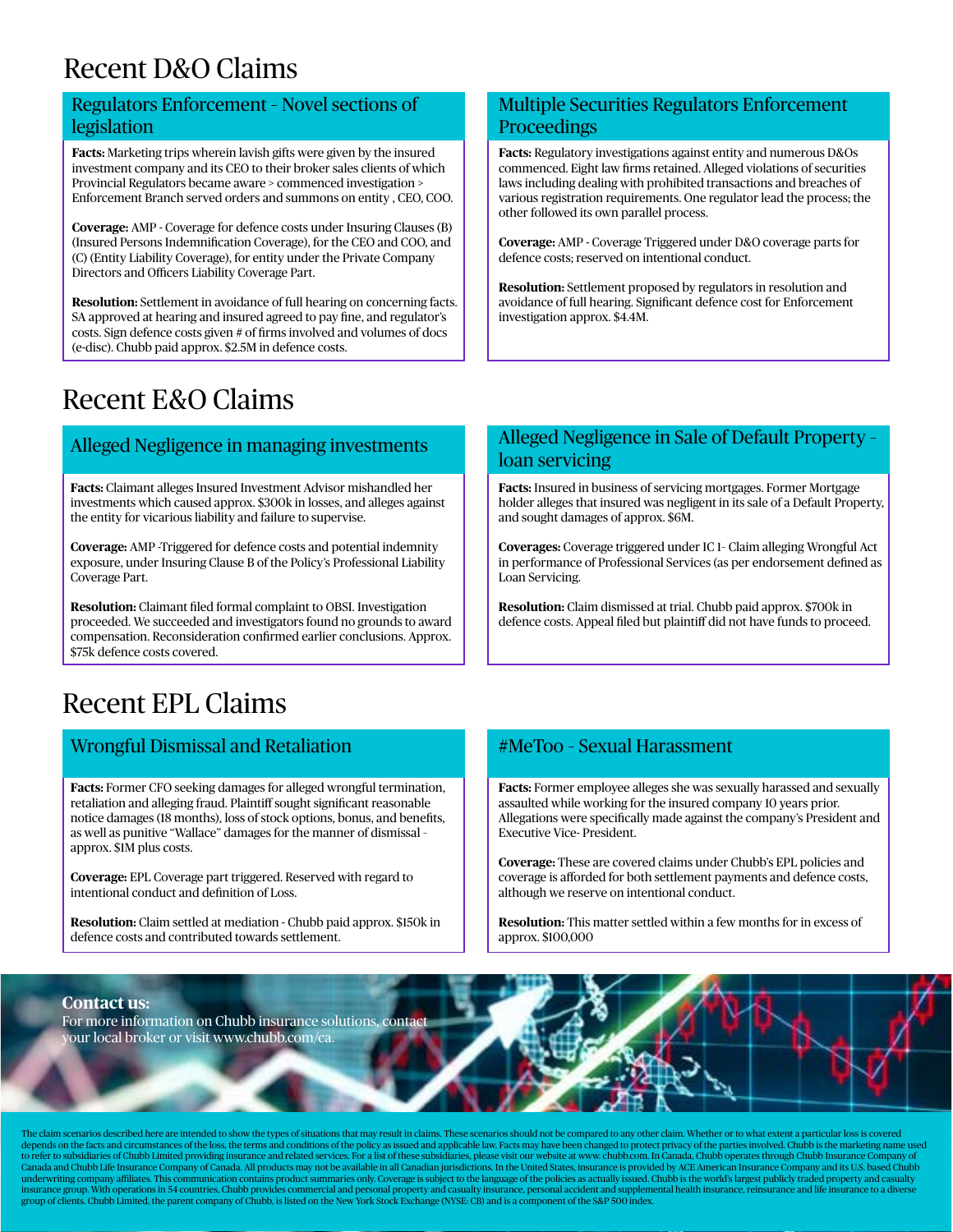# Recent D&O Claims

## Regulators Enforcement - Novel sections of legislation

**Facts:** Marketing trips wherein lavish gifts were given by the insured investment company and its CEO to their broker sales clients of which Provincial Regulators became aware > commenced investigation > Enforcement Branch served orders and summons on entity , CEO, COO.

**Coverage:** AMP - Coverage for defence costs under Insuring Clauses (B) (Insured Persons Indemnification Coverage), for the CEO and COO, and (C) (Entity Liability Coverage), for entity under the Private Company Directors and Officers Liability Coverage Part.

**Resolution:** Settlement in avoidance of full hearing on concerning facts. SA approved at hearing and insured agreed to pay fine, and regulator's costs. Sign defence costs given # of firms involved and volumes of docs (e-disc). Chubb paid approx. $2.5M in defence costs.

## Multiple Securities Regulators Enforcement Proceedings

**Facts:** Regulatory investigations against entity and numerous D&Os commenced. Eight law firms retained. Alleged violations of securities laws including dealing with prohibited transactions and breaches of various registration requirements. One regulator lead the process; the other followed its own parallel process.

**Coverage:** AMP - Coverage Triggered under D&O coverage parts for defence costs; reserved on intentional conduct.

**Resolution:** Settlement proposed by regulators in resolution and avoidance of full hearing. Significant defence cost for Enforcement investigation approx. $4.4M.

# Recent E&O Claims

## Alleged Negligence in managing investments

**Facts:** Claimant alleges Insured Investment Advisor mishandled her investments which caused approx. $300k in losses, and alleges against the entity for vicarious liability and failure to supervise.

**Coverage:** AMP -Triggered for defence costs and potential indemnity exposure, under Insuring Clause B of the Policy's Professional Liability Coverage Part.

**Resolution:** Claimant filed formal complaint to OBSI. Investigation proceeded. We succeeded and investigators found no grounds to award compensation. Reconsideration confirmed earlier conclusions. Approx. $75k defence costs covered.

## Alleged Negligence in Sale of Default Property - loan servicing

**Facts:** Insured in business of servicing mortgages. Former Mortgage holder alleges that insured was negligent in its sale of a Default Property, and sought damages of approx. $6M.

**Coverages:** Coverage triggered under IC 1- Claim alleging Wrongful Act in performance of Professional Services (as per endorsement defined as Loan Servicing.

**Resolution:** Claim dismissed at trial. Chubb paid approx. $700k in defence costs. Appeal filed but plaintiff did not have funds to proceed.

# Recent EPL Claims

## Wrongful Dismissal and Retaliation

**Facts:** Former CFO seeking damages for alleged wrongful termination, retaliation and alleging fraud. Plaintiff sought significant reasonable notice damages (18 months), loss of stock options, bonus, and benefits, as well as punitive "Wallace" damages for the manner of dismissal - approx. $1M plus costs.

**Coverage:** EPL Coverage part triggered. Reserved with regard to intentional conduct and definition of Loss.

**Resolution:** Claim settled at mediation - Chubb paid approx. $150k in defence costs and contributed towards settlement.

## #MeToo - Sexual Harassment

**Facts:** Former employee alleges she was sexually harassed and sexually assaulted while working for the insured company 10 years prior. Allegations were specifically made against the company's President and Executive Vice- President.

**Coverage:** These are covered claims under Chubb's EPL policies and coverage is afforded for both settlement payments and defence costs, although we reserve on intentional conduct.

**Resolution:** This matter settled within a few months for in excess of approx. $100,000

**Contact us:**
For more information on Chubb insurance solutions, contact your local broker or visit www.chubb.com/ca.

The claim scenarios described here are intended to show the types of situations that may result in claims. These scenarios should not be compared to any other claim. Whether or to what extent a particular loss is covered depends on the facts and circumstances of the loss, the terms and conditions of the policy as issued and applicable law. Facts may have been changed to protect privacy of the parties involved. Chubb is the marketing name used to refer to subsidiaries of Chubb Limited providing insurance and related services. For a list of these subsidiaries, please visit our website at www. chubb.com. In Canada, Chubb operates through Chubb Insurance Company of Canada and Chubb Life Insurance Company of Canada. All products may not be available in all Canadian jurisdictions. In the United States, insurance is provided by ACE American Insurance Company and its U.S. based Chubb underwriting company affiliates. This communication contains product summaries only. Coverage is subject to the language of the policies as actually issued. Chubb is the world's largest publicly traded property and casualty insurance group. With operations in 54 countries, Chubb provides commercial and personal property and casualty insurance, personal accident and supplemental health insurance, reinsurance and life insurance to a diverse group of clients. Chubb Limited, the parent company of Chubb, is listed on the New York Stock Exchange (NYSE: CB) and is a component of the S&P 500 index.